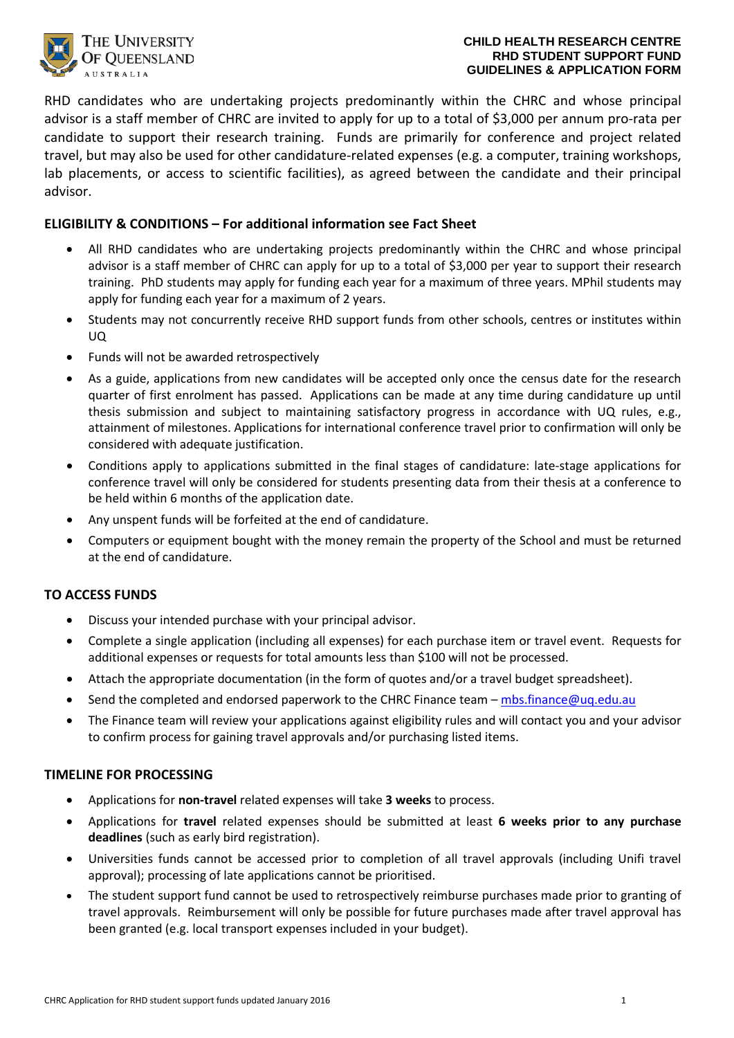**THE UNIVERSITY OF QUEENSLAND**
AUSTRALIA

**CHILD HEALTH RESEARCH CENTRE**
**RHD STUDENT SUPPORT FUND**
**GUIDELINES & APPLICATION FORM**

RHD candidates who are undertaking projects predominantly within the CHRC and whose principal advisor is a staff member of CHRC are invited to apply for up to a total of $3,000 per annum pro-rata per candidate to support their research training. Funds are primarily for conference and project related travel, but may also be used for other candidature-related expenses (e.g. a computer, training workshops, lab placements, or access to scientific facilities), as agreed between the candidate and their principal advisor.

## ELIGIBILITY & CONDITIONS – For additional information see Fact Sheet

- All RHD candidates who are undertaking projects predominantly within the CHRC and whose principal advisor is a staff member of CHRC can apply for up to a total of $3,000 per year to support their research training. PhD students may apply for funding each year for a maximum of three years. MPhil students may apply for funding each year for a maximum of 2 years.
- Students may not concurrently receive RHD support funds from other schools, centres or institutes within UQ
- Funds will not be awarded retrospectively
- As a guide, applications from new candidates will be accepted only once the census date for the research quarter of first enrolment has passed. Applications can be made at any time during candidature up until thesis submission and subject to maintaining satisfactory progress in accordance with UQ rules, e.g., attainment of milestones. Applications for international conference travel prior to confirmation will only be considered with adequate justification.
- Conditions apply to applications submitted in the final stages of candidature: late-stage applications for conference travel will only be considered for students presenting data from their thesis at a conference to be held within 6 months of the application date.
- Any unspent funds will be forfeited at the end of candidature.
- Computers or equipment bought with the money remain the property of the School and must be returned at the end of candidature.

## TO ACCESS FUNDS

- Discuss your intended purchase with your principal advisor.
- Complete a single application (including all expenses) for each purchase item or travel event. Requests for additional expenses or requests for total amounts less than $100 will not be processed.
- Attach the appropriate documentation (in the form of quotes and/or a travel budget spreadsheet).
- Send the completed and endorsed paperwork to the CHRC Finance team – mbs.finance@uq.edu.au
- The Finance team will review your applications against eligibility rules and will contact you and your advisor to confirm process for gaining travel approvals and/or purchasing listed items.

## TIMELINE FOR PROCESSING

- Applications for **non-travel** related expenses will take **3 weeks** to process.
- Applications for **travel** related expenses should be submitted at least **6 weeks prior to any purchase deadlines** (such as early bird registration).
- Universities funds cannot be accessed prior to completion of all travel approvals (including Unifi travel approval); processing of late applications cannot be prioritised.
- The student support fund cannot be used to retrospectively reimburse purchases made prior to granting of travel approvals. Reimbursement will only be possible for future purchases made after travel approval has been granted (e.g. local transport expenses included in your budget).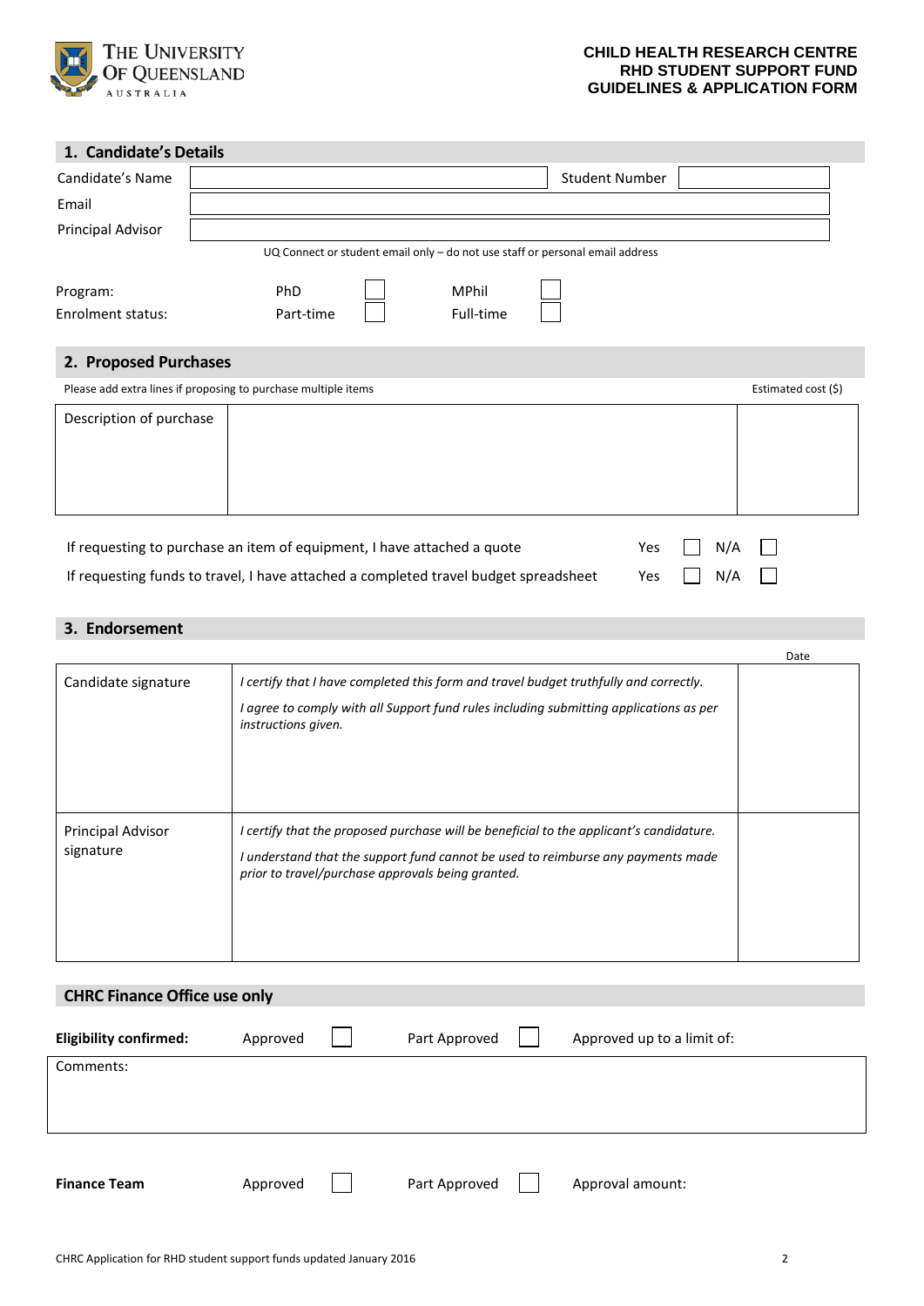**THE UNIVERSITY OF QUEENSLAND AUSTRALIA**

**CHILD HEALTH RESEARCH CENTRE**
**RHD STUDENT SUPPORT FUND**
**GUIDELINES & APPLICATION FORM**

## 1. Candidate's Details

| | | | |
|---|---|---|---|
| Candidate's Name | | Student Number | |
| Email | | | |
| Principal Advisor | | | |

UQ Connect or student email only – do not use staff or personal email address

Program: PhD ☐ MPhil ☐

Enrolment status: Part-time ☐ Full-time ☐

## 2. Proposed Purchases

Please add extra lines if proposing to purchase multiple items

| | | Estimated cost ($) |
|---|---|---|
| Description of purchase | | |

If requesting to purchase an item of equipment, I have attached a quote Yes ☐ N/A ☐

If requesting funds to travel, I have attached a completed travel budget spreadsheet Yes ☐ N/A ☐

## 3. Endorsement

| | | Date |
|---|---|---|
| Candidate signature | *I certify that I have completed this form and travel budget truthfully and correctly.* *I agree to comply with all Support fund rules including submitting applications as per instructions given.* | |
| Principal Advisor signature | *I certify that the proposed purchase will be beneficial to the applicant's candidature.* *I understand that the support fund cannot be used to reimburse any payments made prior to travel/purchase approvals being granted.* | |

## CHRC Finance Office use only

**Eligibility confirmed:** Approved ☐ Part Approved ☐ Approved up to a limit of:

Comments:

**Finance Team** Approved ☐ Part Approved ☐ Approval amount:

CHRC Application for RHD student support funds updated January 2016